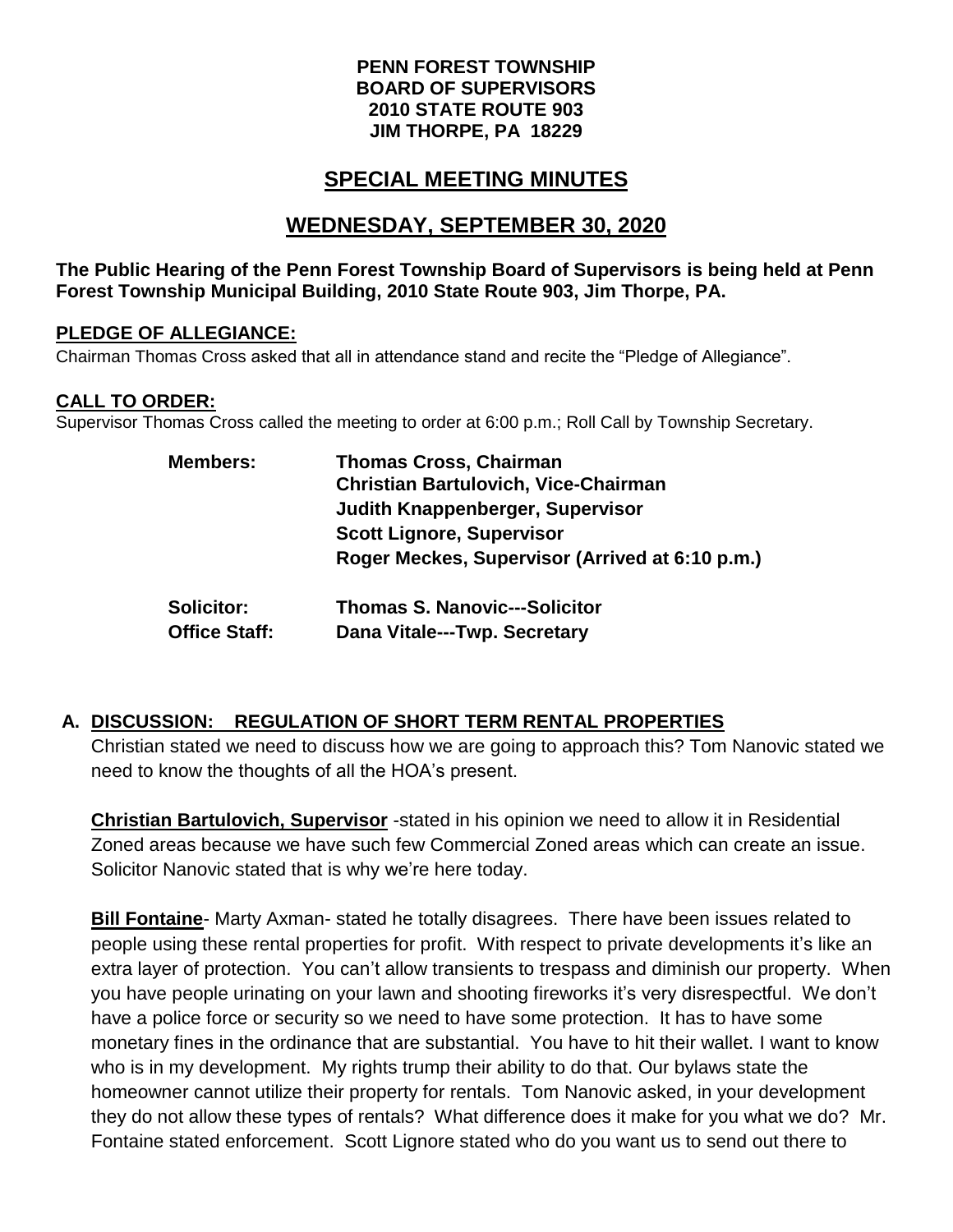**PENN FOREST TOWNSHIP**
**BOARD OF SUPERVISORS**
**2010 STATE ROUTE 903**
**JIM THORPE, PA 18229**

# SPECIAL MEETING MINUTES

# WEDNESDAY, SEPTEMBER 30, 2020

**The Public Hearing of the Penn Forest Township Board of Supervisors is being held at Penn Forest Township Municipal Building, 2010 State Route 903, Jim Thorpe, PA.**

## PLEDGE OF ALLEGIANCE:

Chairman Thomas Cross asked that all in attendance stand and recite the "Pledge of Allegiance".

## CALL TO ORDER:

Supervisor Thomas Cross called the meeting to order at 6:00 p.m.; Roll Call by Township Secretary.

**Members:** **Thomas Cross, Chairman**
**Christian Bartulovich, Vice-Chairman**
**Judith Knappenberger, Supervisor**
**Scott Lignore, Supervisor**
**Roger Meckes, Supervisor (Arrived at 6:10 p.m.)**

**Solicitor:** **Thomas S. Nanovic---Solicitor**
**Office Staff:** **Dana Vitale---Twp. Secretary**

## A. DISCUSSION: REGULATION OF SHORT TERM RENTAL PROPERTIES

Christian stated we need to discuss how we are going to approach this? Tom Nanovic stated we need to know the thoughts of all the HOA's present.

**Christian Bartulovich, Supervisor** -stated in his opinion we need to allow it in Residential Zoned areas because we have such few Commercial Zoned areas which can create an issue. Solicitor Nanovic stated that is why we're here today.

**Bill Fontaine**- Marty Axman- stated he totally disagrees. There have been issues related to people using these rental properties for profit. With respect to private developments it's like an extra layer of protection. You can't allow transients to trespass and diminish our property. When you have people urinating on your lawn and shooting fireworks it's very disrespectful. We don't have a police force or security so we need to have some protection. It has to have some monetary fines in the ordinance that are substantial. You have to hit their wallet. I want to know who is in my development. My rights trump their ability to do that. Our bylaws state the homeowner cannot utilize their property for rentals. Tom Nanovic asked, in your development they do not allow these types of rentals? What difference does it make for you what we do? Mr. Fontaine stated enforcement. Scott Lignore stated who do you want us to send out there to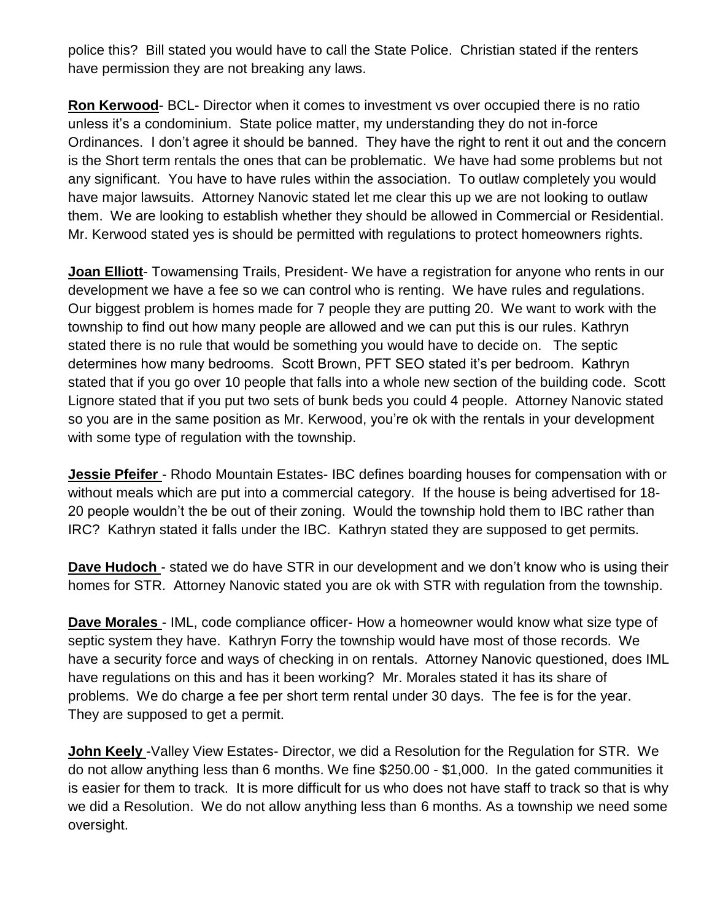police this? Bill stated you would have to call the State Police. Christian stated if the renters have permission they are not breaking any laws.

**Ron Kerwood**- BCL- Director when it comes to investment vs over occupied there is no ratio unless it's a condominium. State police matter, my understanding they do not in-force Ordinances. I don't agree it should be banned. They have the right to rent it out and the concern is the Short term rentals the ones that can be problematic. We have had some problems but not any significant. You have to have rules within the association. To outlaw completely you would have major lawsuits. Attorney Nanovic stated let me clear this up we are not looking to outlaw them. We are looking to establish whether they should be allowed in Commercial or Residential. Mr. Kerwood stated yes is should be permitted with regulations to protect homeowners rights.

**Joan Elliott**- Towamensing Trails, President- We have a registration for anyone who rents in our development we have a fee so we can control who is renting. We have rules and regulations. Our biggest problem is homes made for 7 people they are putting 20. We want to work with the township to find out how many people are allowed and we can put this is our rules. Kathryn stated there is no rule that would be something you would have to decide on. The septic determines how many bedrooms. Scott Brown, PFT SEO stated it's per bedroom. Kathryn stated that if you go over 10 people that falls into a whole new section of the building code. Scott Lignore stated that if you put two sets of bunk beds you could 4 people. Attorney Nanovic stated so you are in the same position as Mr. Kerwood, you're ok with the rentals in your development with some type of regulation with the township.

**Jessie Pfeifer** - Rhodo Mountain Estates- IBC defines boarding houses for compensation with or without meals which are put into a commercial category. If the house is being advertised for 18-20 people wouldn't the be out of their zoning. Would the township hold them to IBC rather than IRC? Kathryn stated it falls under the IBC. Kathryn stated they are supposed to get permits.

**Dave Hudoch** - stated we do have STR in our development and we don't know who is using their homes for STR. Attorney Nanovic stated you are ok with STR with regulation from the township.

**Dave Morales** - IML, code compliance officer- How a homeowner would know what size type of septic system they have. Kathryn Forry the township would have most of those records. We have a security force and ways of checking in on rentals. Attorney Nanovic questioned, does IML have regulations on this and has it been working? Mr. Morales stated it has its share of problems. We do charge a fee per short term rental under 30 days. The fee is for the year. They are supposed to get a permit.

**John Keely** -Valley View Estates- Director, we did a Resolution for the Regulation for STR. We do not allow anything less than 6 months. We fine $250.00 - $1,000. In the gated communities it is easier for them to track. It is more difficult for us who does not have staff to track so that is why we did a Resolution. We do not allow anything less than 6 months. As a township we need some oversight.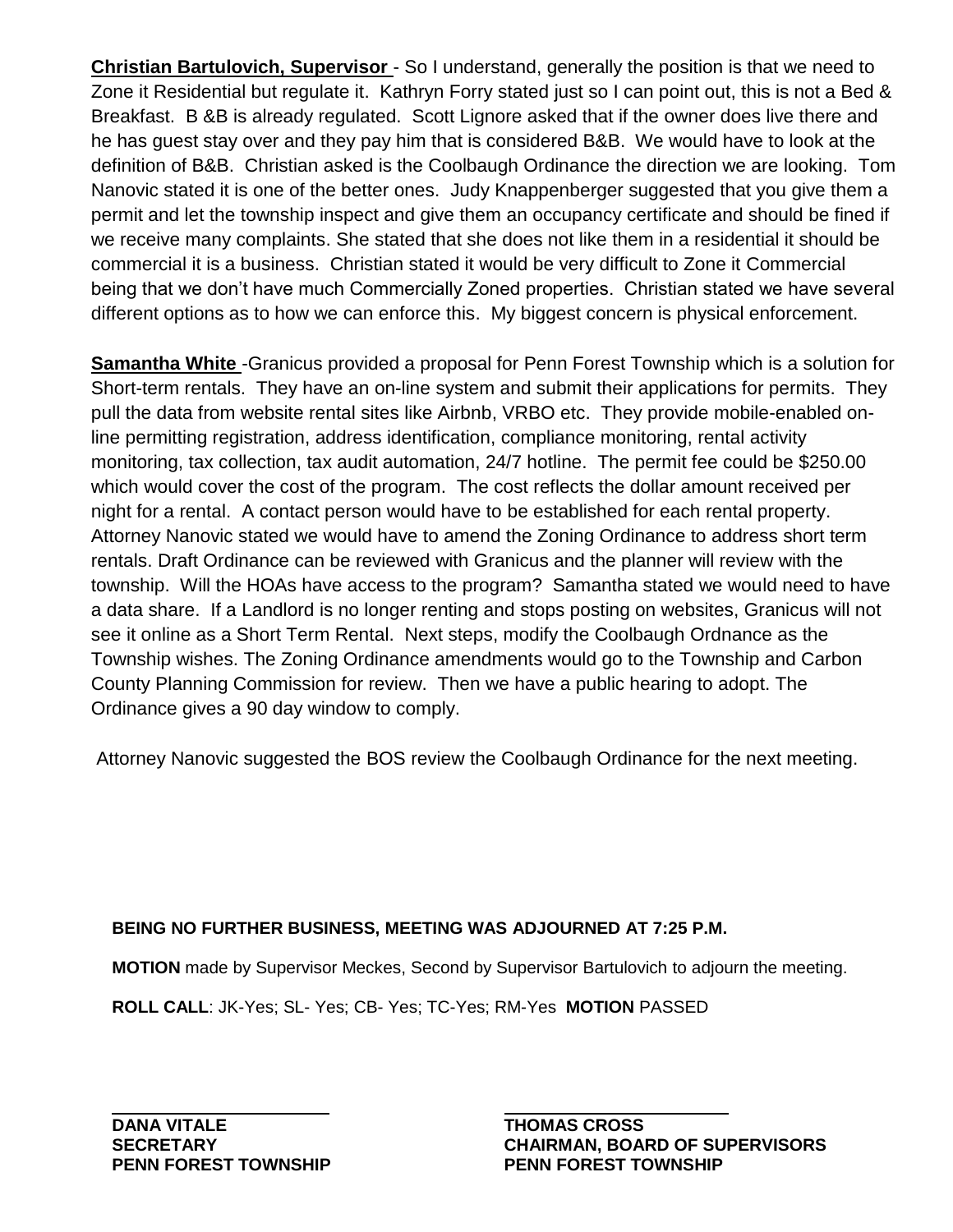**Christian Bartulovich, Supervisor** - So I understand, generally the position is that we need to Zone it Residential but regulate it. Kathryn Forry stated just so I can point out, this is not a Bed & Breakfast. B &B is already regulated. Scott Lignore asked that if the owner does live there and he has guest stay over and they pay him that is considered B&B. We would have to look at the definition of B&B. Christian asked is the Coolbaugh Ordinance the direction we are looking. Tom Nanovic stated it is one of the better ones. Judy Knappenberger suggested that you give them a permit and let the township inspect and give them an occupancy certificate and should be fined if we receive many complaints. She stated that she does not like them in a residential it should be commercial it is a business. Christian stated it would be very difficult to Zone it Commercial being that we don't have much Commercially Zoned properties. Christian stated we have several different options as to how we can enforce this. My biggest concern is physical enforcement.

**Samantha White** -Granicus provided a proposal for Penn Forest Township which is a solution for Short-term rentals. They have an on-line system and submit their applications for permits. They pull the data from website rental sites like Airbnb, VRBO etc. They provide mobile-enabled on-line permitting registration, address identification, compliance monitoring, rental activity monitoring, tax collection, tax audit automation, 24/7 hotline. The permit fee could be $250.00 which would cover the cost of the program. The cost reflects the dollar amount received per night for a rental. A contact person would have to be established for each rental property. Attorney Nanovic stated we would have to amend the Zoning Ordinance to address short term rentals. Draft Ordinance can be reviewed with Granicus and the planner will review with the township. Will the HOAs have access to the program? Samantha stated we would need to have a data share. If a Landlord is no longer renting and stops posting on websites, Granicus will not see it online as a Short Term Rental. Next steps, modify the Coolbaugh Ordnance as the Township wishes. The Zoning Ordinance amendments would go to the Township and Carbon County Planning Commission for review. Then we have a public hearing to adopt. The Ordinance gives a 90 day window to comply.

Attorney Nanovic suggested the BOS review the Coolbaugh Ordinance for the next meeting.

**BEING NO FURTHER BUSINESS, MEETING WAS ADJOURNED AT 7:25 P.M.**

**MOTION** made by Supervisor Meckes, Second by Supervisor Bartulovich to adjourn the meeting.

**ROLL CALL**: JK-Yes; SL- Yes; CB- Yes; TC-Yes; RM-Yes **MOTION** PASSED

**DANA VITALE**
**SECRETARY**
**PENN FOREST TOWNSHIP**

**THOMAS CROSS**
**CHAIRMAN, BOARD OF SUPERVISORS**
**PENN FOREST TOWNSHIP**